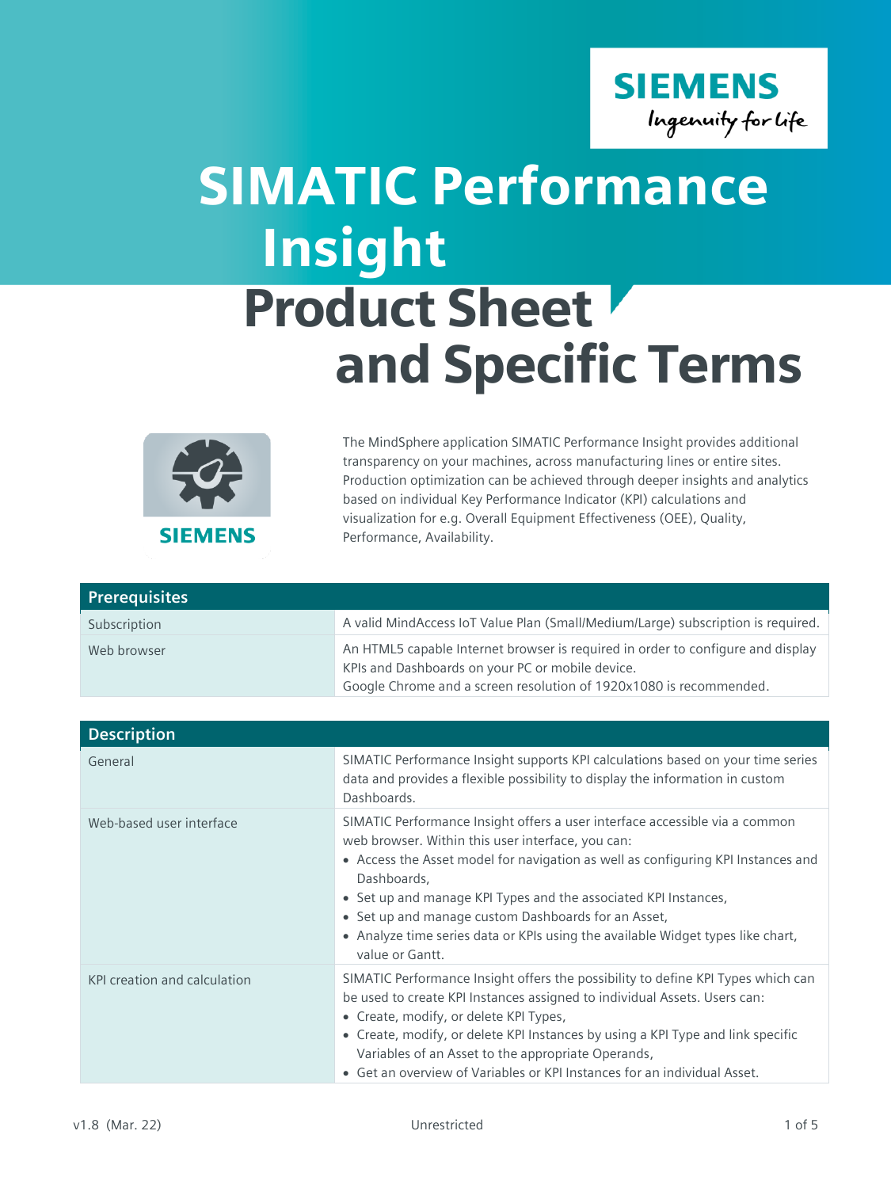# SIMATIC Performance Insight

## Product Sheet and Specific Terms

The MindSphere application SIMATIC Performance Insight provides additional transparency on your machines, across manufacturing lines or entire sites. Production optimization can be achieved through deeper insights and analytics based on individual Key Performance Indicator (KPI) calculations and visualization for e.g. Overall Equipment Effectiveness (OEE), Quality, Performance, Availability.

| Prerequisites | |
|---|---|
| Subscription | A valid MindAccess IoT Value Plan (Small/Medium/Large) subscription is required. |
| Web browser | An HTML5 capable Internet browser is required in order to configure and display KPIs and Dashboards on your PC or mobile device.<br>Google Chrome and a screen resolution of 1920x1080 is recommended. |

| Description | |
|---|---|
| General | SIMATIC Performance Insight supports KPI calculations based on your time series data and provides a flexible possibility to display the information in custom Dashboards. |
| Web-based user interface | SIMATIC Performance Insight offers a user interface accessible via a common web browser. Within this user interface, you can:<br>• Access the Asset model for navigation as well as configuring KPI Instances and Dashboards,<br>• Set up and manage KPI Types and the associated KPI Instances,<br>• Set up and manage custom Dashboards for an Asset,<br>• Analyze time series data or KPIs using the available Widget types like chart, value or Gantt. |
| KPI creation and calculation | SIMATIC Performance Insight offers the possibility to define KPI Types which can be used to create KPI Instances assigned to individual Assets. Users can:<br>• Create, modify, or delete KPI Types,<br>• Create, modify, or delete KPI Instances by using a KPI Type and link specific Variables of an Asset to the appropriate Operands,<br>• Get an overview of Variables or KPI Instances for an individual Asset. |

v1.8 (Mar. 22) Unrestricted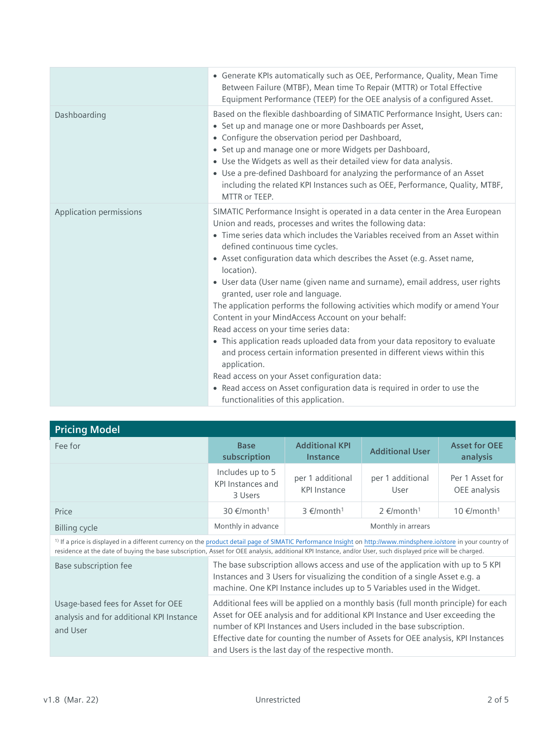| | |
|---|---|
| | • Generate KPIs automatically such as OEE, Performance, Quality, Mean Time Between Failure (MTBF), Mean time To Repair (MTTR) or Total Effective Equipment Performance (TEEP) for the OEE analysis of a configured Asset. |
| Dashboarding | Based on the flexible dashboarding of SIMATIC Performance Insight, Users can:<br>• Set up and manage one or more Dashboards per Asset,<br>• Configure the observation period per Dashboard,<br>• Set up and manage one or more Widgets per Dashboard,<br>• Use the Widgets as well as their detailed view for data analysis.<br>• Use a pre-defined Dashboard for analyzing the performance of an Asset including the related KPI Instances such as OEE, Performance, Quality, MTBF, MTTR or TEEP. |
| Application permissions | SIMATIC Performance Insight is operated in a data center in the Area European Union and reads, processes and writes the following data:<br>• Time series data which includes the Variables received from an Asset within defined continuous time cycles.<br>• Asset configuration data which describes the Asset (e.g. Asset name, location).<br>• User data (User name (given name and surname), email address, user rights granted, user role and language.<br>The application performs the following activities which modify or amend Your Content in your MindAccess Account on your behalf:<br>Read access on your time series data:<br>• This application reads uploaded data from your data repository to evaluate and process certain information presented in different views within this application.<br>Read access on your Asset configuration data:<br>• Read access on Asset configuration data is required in order to use the functionalities of this application. |

## Pricing Model

| Fee for | Base subscription | Additional KPI Instance | Additional User | Asset for OEE analysis |
|---|---|---|---|---|
| | Includes up to 5 KPI Instances and 3 Users | per 1 additional KPI Instance | per 1 additional User | Per 1 Asset for OEE analysis |
| Price | 30 €/month[1] | 3 €/month[1] | 2 €/month[1] | 10 €/month[1] |
| Billing cycle | Monthly in advance | Monthly in arrears | | |

[1]) If a price is displayed in a different currency on the product detail page of SIMATIC Performance Insight on http://www.mindsphere.io/store in your country of residence at the date of buying the base subscription, Asset for OEE analysis, additional KPI Instance, and/or User, such displayed price will be charged.

| | |
|---|---|
| Base subscription fee | The base subscription allows access and use of the application with up to 5 KPI Instances and 3 Users for visualizing the condition of a single Asset e.g. a machine. One KPI Instance includes up to 5 Variables used in the Widget. |
| Usage-based fees for Asset for OEE analysis and for additional KPI Instance and User | Additional fees will be applied on a monthly basis (full month principle) for each Asset for OEE analysis and for additional KPI Instance and User exceeding the number of KPI Instances and Users included in the base subscription.<br>Effective date for counting the number of Assets for OEE analysis, KPI Instances and Users is the last day of the respective month. |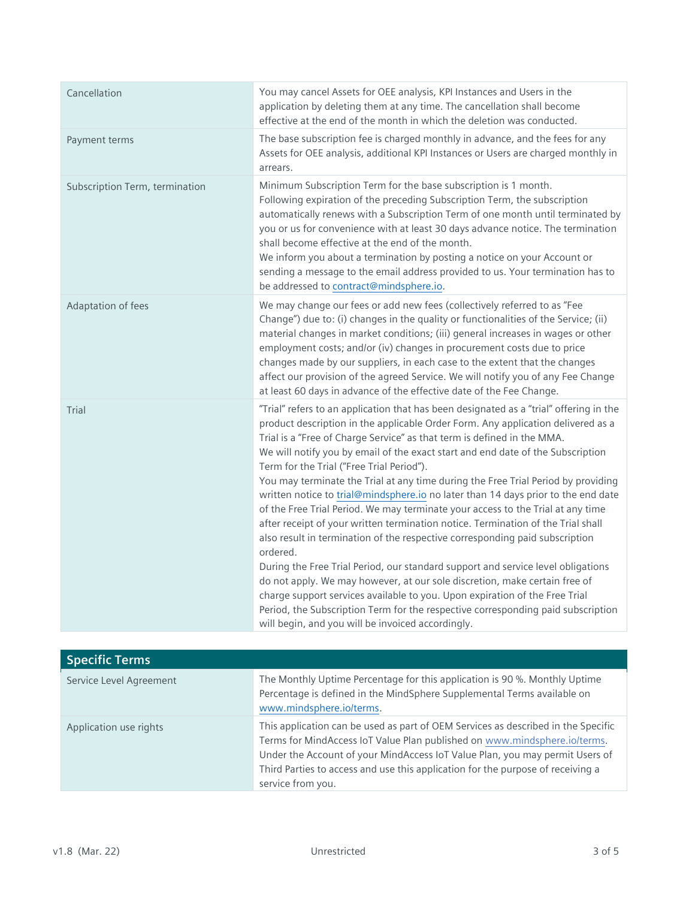| | |
|---|---|
| Cancellation | You may cancel Assets for OEE analysis, KPI Instances and Users in the application by deleting them at any time. The cancellation shall become effective at the end of the month in which the deletion was conducted. |
| Payment terms | The base subscription fee is charged monthly in advance, and the fees for any Assets for OEE analysis, additional KPI Instances or Users are charged monthly in arrears. |
| Subscription Term, termination | Minimum Subscription Term for the base subscription is 1 month.<br>Following expiration of the preceding Subscription Term, the subscription automatically renews with a Subscription Term of one month until terminated by you or us for convenience with at least 30 days advance notice. The termination shall become effective at the end of the month.<br>We inform you about a termination by posting a notice on your Account or sending a message to the email address provided to us. Your termination has to be addressed to contract@mindsphere.io. |
| Adaptation of fees | We may change our fees or add new fees (collectively referred to as "Fee Change") due to: (i) changes in the quality or functionalities of the Service; (ii) material changes in market conditions; (iii) general increases in wages or other employment costs; and/or (iv) changes in procurement costs due to price changes made by our suppliers, in each case to the extent that the changes affect our provision of the agreed Service. We will notify you of any Fee Change at least 60 days in advance of the effective date of the Fee Change. |
| Trial | "Trial" refers to an application that has been designated as a "trial" offering in the product description in the applicable Order Form. Any application delivered as a Trial is a "Free of Charge Service" as that term is defined in the MMA.<br>We will notify you by email of the exact start and end date of the Subscription Term for the Trial ("Free Trial Period").<br>You may terminate the Trial at any time during the Free Trial Period by providing written notice to trial@mindsphere.io no later than 14 days prior to the end date of the Free Trial Period. We may terminate your access to the Trial at any time after receipt of your written termination notice. Termination of the Trial shall also result in termination of the respective corresponding paid subscription ordered.<br>During the Free Trial Period, our standard support and service level obligations do not apply. We may however, at our sole discretion, make certain free of charge support services available to you. Upon expiration of the Free Trial Period, the Subscription Term for the respective corresponding paid subscription will begin, and you will be invoiced accordingly. |

| **Specific Terms** | |
|---|---|
| Service Level Agreement | The Monthly Uptime Percentage for this application is 90 %. Monthly Uptime Percentage is defined in the MindSphere Supplemental Terms available on www.mindsphere.io/terms. |
| Application use rights | This application can be used as part of OEM Services as described in the Specific Terms for MindAccess IoT Value Plan published on www.mindsphere.io/terms. Under the Account of your MindAccess IoT Value Plan, you may permit Users of Third Parties to access and use this application for the purpose of receiving a service from you. |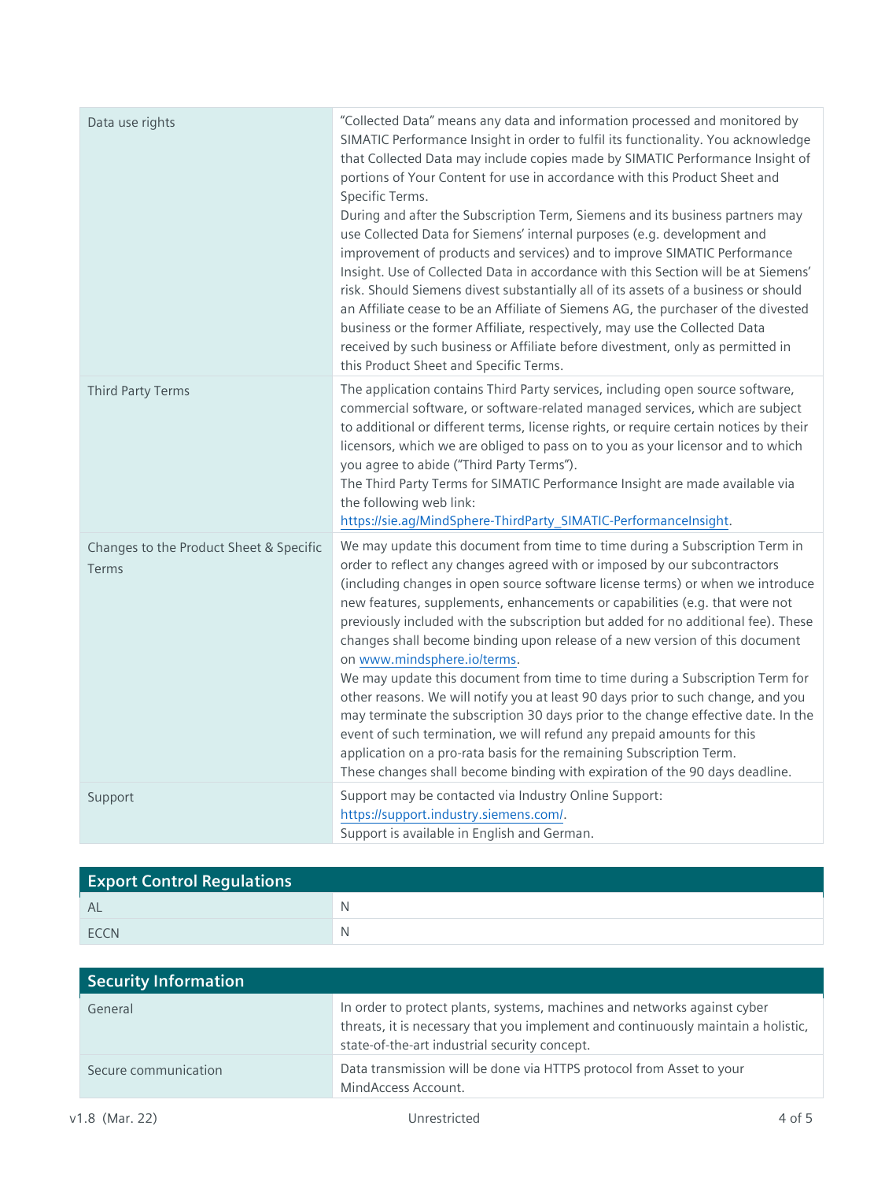| | |
|---|---|
| Data use rights | "Collected Data" means any data and information processed and monitored by SIMATIC Performance Insight in order to fulfil its functionality. You acknowledge that Collected Data may include copies made by SIMATIC Performance Insight of portions of Your Content for use in accordance with this Product Sheet and Specific Terms.<br>During and after the Subscription Term, Siemens and its business partners may use Collected Data for Siemens' internal purposes (e.g. development and improvement of products and services) and to improve SIMATIC Performance Insight. Use of Collected Data in accordance with this Section will be at Siemens' risk. Should Siemens divest substantially all of its assets of a business or should an Affiliate cease to be an Affiliate of Siemens AG, the purchaser of the divested business or the former Affiliate, respectively, may use the Collected Data received by such business or Affiliate before divestment, only as permitted in this Product Sheet and Specific Terms. |
| Third Party Terms | The application contains Third Party services, including open source software, commercial software, or software-related managed services, which are subject to additional or different terms, license rights, or require certain notices by their licensors, which we are obliged to pass on to you as your licensor and to which you agree to abide ("Third Party Terms").<br>The Third Party Terms for SIMATIC Performance Insight are made available via the following web link:<br>https://sie.ag/MindSphere-ThirdParty_SIMATIC-PerformanceInsight. |
| Changes to the Product Sheet & Specific Terms | We may update this document from time to time during a Subscription Term in order to reflect any changes agreed with or imposed by our subcontractors (including changes in open source software license terms) or when we introduce new features, supplements, enhancements or capabilities (e.g. that were not previously included with the subscription but added for no additional fee). These changes shall become binding upon release of a new version of this document on www.mindsphere.io/terms.<br>We may update this document from time to time during a Subscription Term for other reasons. We will notify you at least 90 days prior to such change, and you may terminate the subscription 30 days prior to the change effective date. In the event of such termination, we will refund any prepaid amounts for this application on a pro-rata basis for the remaining Subscription Term.<br>These changes shall become binding with expiration of the 90 days deadline. |
| Support | Support may be contacted via Industry Online Support:<br>https://support.industry.siemens.com/.<br>Support is available in English and German. |

| Export Control Regulations | |
|---|---|
| AL | N |
| ECCN | N |

| Security Information | |
|---|---|
| General | In order to protect plants, systems, machines and networks against cyber threats, it is necessary that you implement and continuously maintain a holistic, state-of-the-art industrial security concept. |
| Secure communication | Data transmission will be done via HTTPS protocol from Asset to your MindAccess Account. |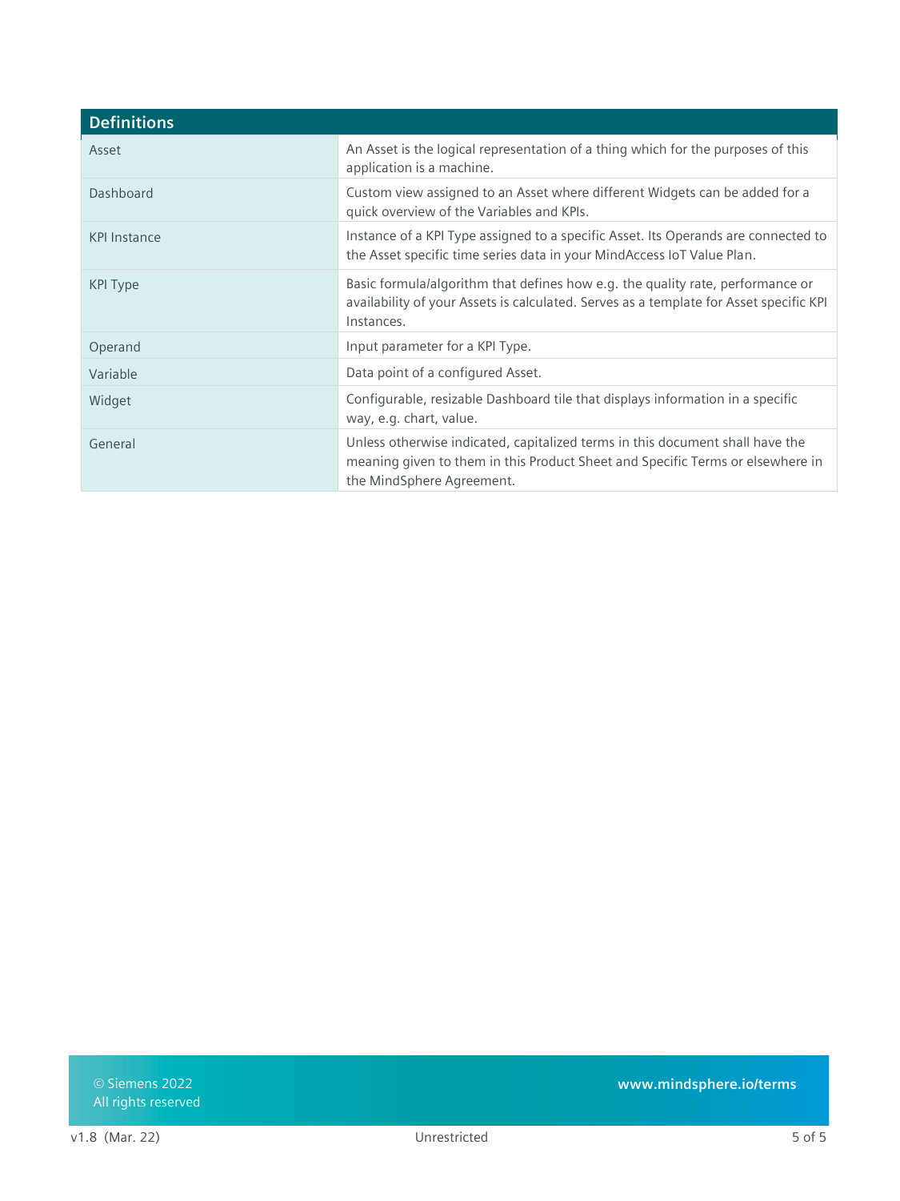| Definitions | |
| --- | --- |
| Asset | An Asset is the logical representation of a thing which for the purposes of this application is a machine. |
| Dashboard | Custom view assigned to an Asset where different Widgets can be added for a quick overview of the Variables and KPIs. |
| KPI Instance | Instance of a KPI Type assigned to a specific Asset. Its Operands are connected to the Asset specific time series data in your MindAccess IoT Value Plan. |
| KPI Type | Basic formula/algorithm that defines how e.g. the quality rate, performance or availability of your Assets is calculated. Serves as a template for Asset specific KPI Instances. |
| Operand | Input parameter for a KPI Type. |
| Variable | Data point of a configured Asset. |
| Widget | Configurable, resizable Dashboard tile that displays information in a specific way, e.g. chart, value. |
| General | Unless otherwise indicated, capitalized terms in this document shall have the meaning given to them in this Product Sheet and Specific Terms or elsewhere in the MindSphere Agreement. |

© Siemens 2022
All rights reserved

www.mindsphere.io/terms

v1.8 (Mar. 22)

Unrestricted